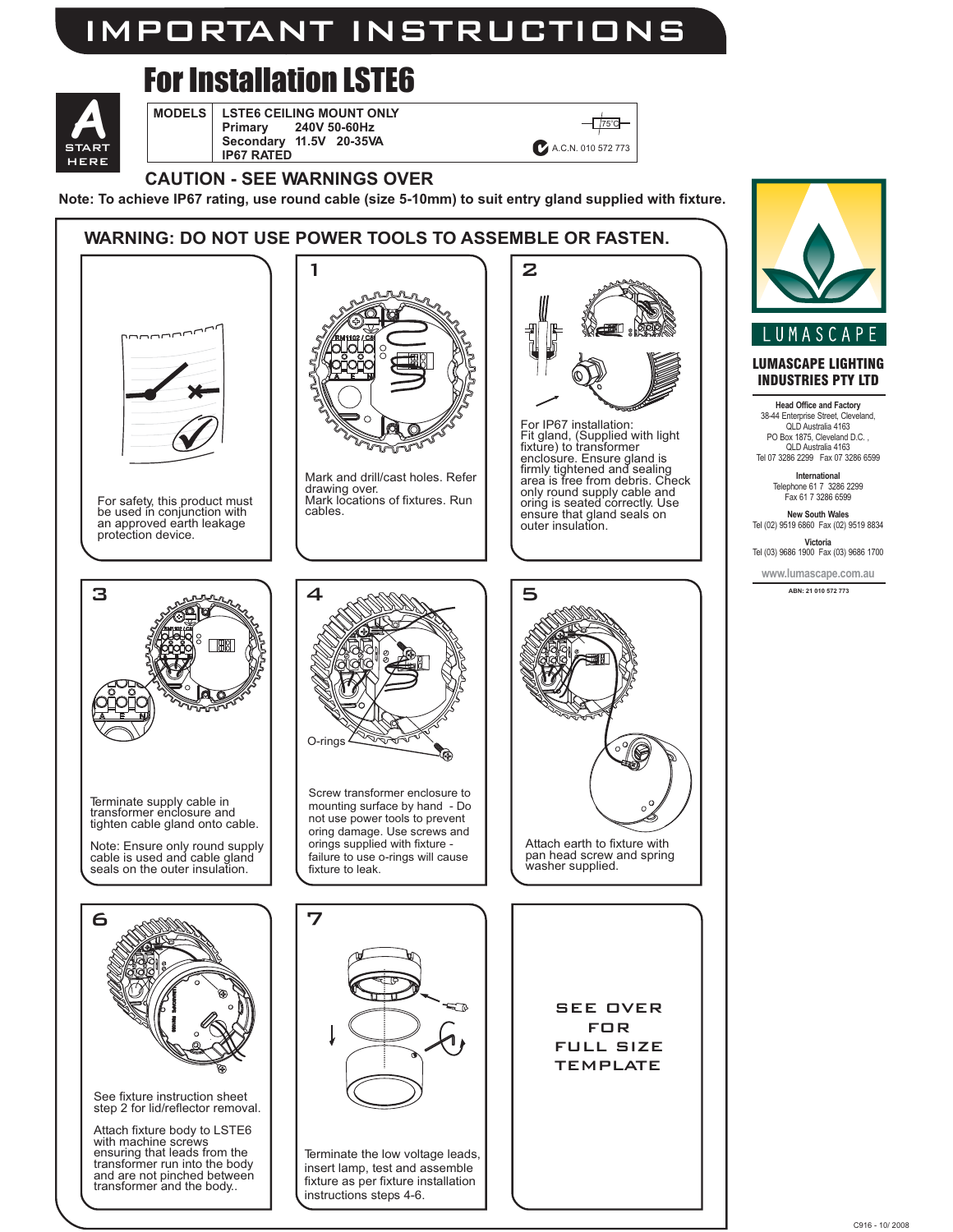# IMPORTANT INSTRUCTIONS

## For Installation LSTE6

START HERE

| MODELS | LSTE6 CEILING MOUNT ONLY |
|---|---|
| | Primary 240V 50-60Hz |
| | Secondary 11.5V 20-35VA |
| | IP67 RATED |

75°C

A.C.N. 010 572 773

### CAUTION - SEE WARNINGS OVER

**Note: To achieve IP67 rating, use round cable (size 5-10mm) to suit entry gland supplied with fixture.**

### WARNING: DO NOT USE POWER TOOLS TO ASSEMBLE OR FASTEN.

For safety, this product must be used in conjunction with an approved earth leakage protection device.

**1**

Mark and drill/cast holes. Refer drawing over.
Mark locations of fixtures. Run cables.

**2**

For IP67 installation:
Fit gland, (Supplied with light fixture) to transformer enclosure. Ensure gland is firmly tightened and sealing area is free from debris. Check only round supply cable and oring is seated correctly. Use ensure that gland seals on outer insulation.

**3**

Terminate supply cable in transformer enclosure and tighten cable gland onto cable.

Note: Ensure only round supply cable is used and cable gland seals on the outer insulation.

**4**

O-rings

Screw transformer enclosure to mounting surface by hand - Do not use power tools to prevent oring damage. Use screws and orings supplied with fixture - failure to use o-rings will cause fixture to leak.

**5**

Attach earth to fixture with pan head screw and spring washer supplied.

**6**

See fixture instruction sheet step 2 for lid/reflector removal.

Attach fixture body to LSTE6 with machine screws ensuring that leads from the transformer run into the body and are not pinched between transformer and the body..

**7**

Terminate the low voltage leads, insert lamp, test and assemble fixture as per fixture installation instructions steps 4-6.

SEE OVER FOR FULL SIZE TEMPLATE

LUMASCAPE

**LUMASCAPE LIGHTING INDUSTRIES PTY LTD**

**Head Office and Factory**
38-44 Enterprise Street, Cleveland, QLD Australia 4163
PO Box 1875, Cleveland D.C. , QLD Australia 4163
Tel 07 3286 2299 Fax 07 3286 6599

**International**
Telephone 61 7 3286 2299
Fax 61 7 3286 6599

**New South Wales**
Tel (02) 9519 6860 Fax (02) 9519 8834

**Victoria**
Tel (03) 9686 1900 Fax (03) 9686 1700

www.lumascape.com.au

ABN: 21 010 572 773

C916 - 10/ 2008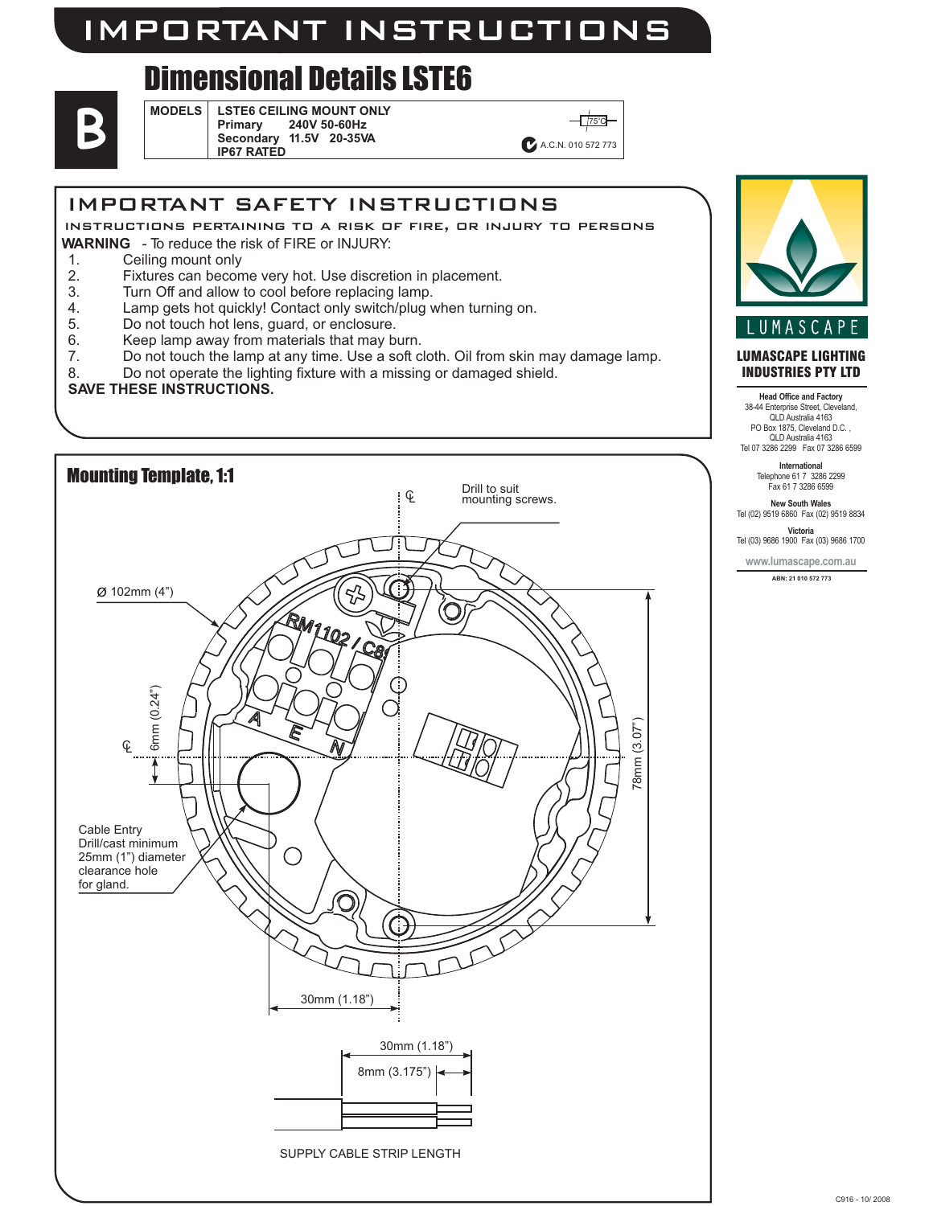# IMPORTANT INSTRUCTIONS

## Dimensional Details LSTE6

**B**

| MODELS | LSTE6 CEILING MOUNT ONLY<br>Primary 240V 50-60Hz<br>Secondary 11.5V 20-35VA<br>IP67 RATED |
|---|---|

75°C

A.C.N. 010 572 773

## IMPORTANT SAFETY INSTRUCTIONS

INSTRUCTIONS PERTAINING TO A RISK OF FIRE, OR INJURY TO PERSONS

**WARNING** - To reduce the risk of FIRE or INJURY:

1. Ceiling mount only
2. Fixtures can become very hot. Use discretion in placement.
3. Turn Off and allow to cool before replacing lamp.
4. Lamp gets hot quickly! Contact only switch/plug when turning on.
5. Do not touch hot lens, guard, or enclosure.
6. Keep lamp away from materials that may burn.
7. Do not touch the lamp at any time. Use a soft cloth. Oil from skin may damage lamp.
8. Do not operate the lighting fixture with a missing or damaged shield.

**SAVE THESE INSTRUCTIONS.**

LUMASCAPE

**LUMASCAPE LIGHTING INDUSTRIES PTY LTD**

**Head Office and Factory**
38-44 Enterprise Street, Cleveland,
QLD Australia 4163
PO Box 1875, Cleveland D.C. ,
QLD Australia 4163
Tel 07 3286 2299 Fax 07 3286 6599

**International**
Telephone 61 7 3286 2299
Fax 61 7 3286 6599

**New South Wales**
Tel (02) 9519 6860 Fax (02) 9519 8834

**Victoria**
Tel (03) 9686 1900 Fax (03) 9686 1700

www.lumascape.com.au

ABN: 21 010 572 773

## Mounting Template, 1:1

Drill to suit mounting screws.

Ø 102mm (4")

RM1102 / C8

A E N

6mm (0.24")

78mm (3.07")

Cable Entry
Drill/cast minimum
25mm (1") diameter
clearance hole
for gland.

30mm (1.18")

30mm (1.18")

8mm (3.175")

SUPPLY CABLE STRIP LENGTH

C916 - 10/ 2008